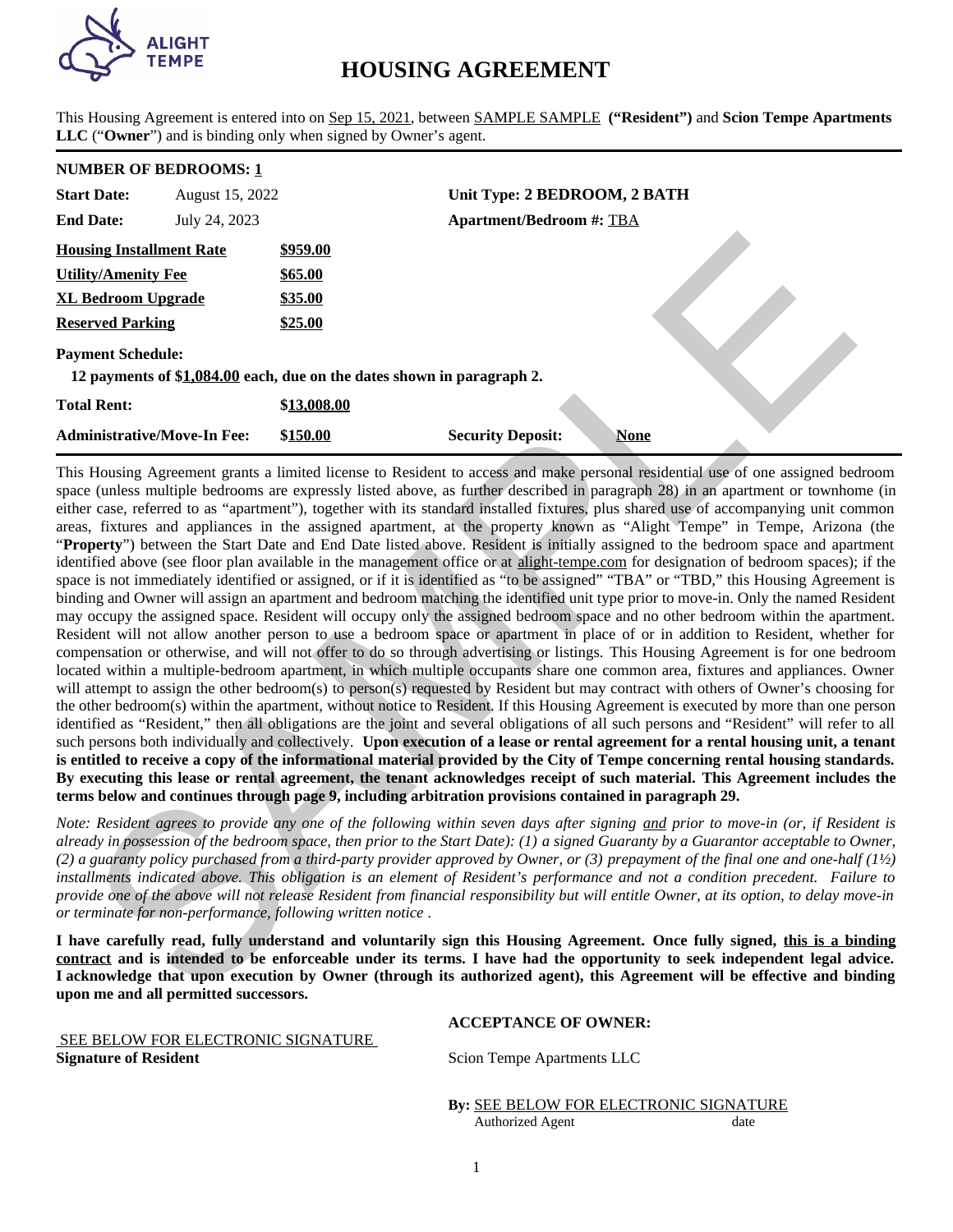# HOUSING AGREEMENT

This Housing Agreement is entered into on Sep 15, 2021, between SAMPLE SAMPLE **("Resident")** and **Scion Tempe Apartments LLC** ("**Owner**") and is binding only when signed by Owner's agent.

**NUMBER OF BEDROOMS: 1**

| | | | |
|---|---|---|---|
| **Start Date:** | August 15, 2022 | **Unit Type: 2 BEDROOM, 2 BATH** | |
| **End Date:** | July 24, 2023 | **Apartment/Bedroom #:** TBA | |
| **Housing Installment Rate** | **$959.00** | | |
| **Utility/Amenity Fee** | **$65.00** | | |
| **XL Bedroom Upgrade** | **$35.00** | | |
| **Reserved Parking** | **$25.00** | | |

**Payment Schedule:**

**12 payments of $1,084.00 each, due on the dates shown in paragraph 2.**

| | | | |
|---|---|---|---|
| **Total Rent:** | **$13,008.00** | | |
| **Administrative/Move-In Fee:** | **$150.00** | **Security Deposit:** | **None** |

This Housing Agreement grants a limited license to Resident to access and make personal residential use of one assigned bedroom space (unless multiple bedrooms are expressly listed above, as further described in paragraph 28) in an apartment or townhome (in either case, referred to as "apartment"), together with its standard installed fixtures, plus shared use of accompanying unit common areas, fixtures and appliances in the assigned apartment, at the property known as "Alight Tempe" in Tempe, Arizona (the "**Property**") between the Start Date and End Date listed above. Resident is initially assigned to the bedroom space and apartment identified above (see floor plan available in the management office or at alight-tempe.com for designation of bedroom spaces); if the space is not immediately identified or assigned, or if it is identified as "to be assigned" "TBA" or "TBD," this Housing Agreement is binding and Owner will assign an apartment and bedroom matching the identified unit type prior to move-in. Only the named Resident may occupy the assigned space. Resident will occupy only the assigned bedroom space and no other bedroom within the apartment. Resident will not allow another person to use a bedroom space or apartment in place of or in addition to Resident, whether for compensation or otherwise, and will not offer to do so through advertising or listings. This Housing Agreement is for one bedroom located within a multiple-bedroom apartment, in which multiple occupants share one common area, fixtures and appliances. Owner will attempt to assign the other bedroom(s) to person(s) requested by Resident but may contract with others of Owner's choosing for the other bedroom(s) within the apartment, without notice to Resident. If this Housing Agreement is executed by more than one person identified as "Resident," then all obligations are the joint and several obligations of all such persons and "Resident" will refer to all such persons both individually and collectively. **Upon execution of a lease or rental agreement for a rental housing unit, a tenant is entitled to receive a copy of the informational material provided by the City of Tempe concerning rental housing standards. By executing this lease or rental agreement, the tenant acknowledges receipt of such material. This Agreement includes the terms below and continues through page 9, including arbitration provisions contained in paragraph 29.**

*Note: Resident agrees to provide any one of the following within seven days after signing and prior to move-in (or, if Resident is already in possession of the bedroom space, then prior to the Start Date): (1) a signed Guaranty by a Guarantor acceptable to Owner, (2) a guaranty policy purchased from a third-party provider approved by Owner, or (3) prepayment of the final one and one-half (1½) installments indicated above. This obligation is an element of Resident's performance and not a condition precedent. Failure to provide one of the above will not release Resident from financial responsibility but will entitle Owner, at its option, to delay move-in or terminate for non-performance, following written notice .*

**I have carefully read, fully understand and voluntarily sign this Housing Agreement. Once fully signed, this is a binding contract and is intended to be enforceable under its terms. I have had the opportunity to seek independent legal advice. I acknowledge that upon execution by Owner (through its authorized agent), this Agreement will be effective and binding upon me and all permitted successors.**

SEE BELOW FOR ELECTRONIC SIGNATURE
**Signature of Resident**

**ACCEPTANCE OF OWNER:**

Scion Tempe Apartments LLC

**By:** SEE BELOW FOR ELECTRONIC SIGNATURE
Authorized Agent date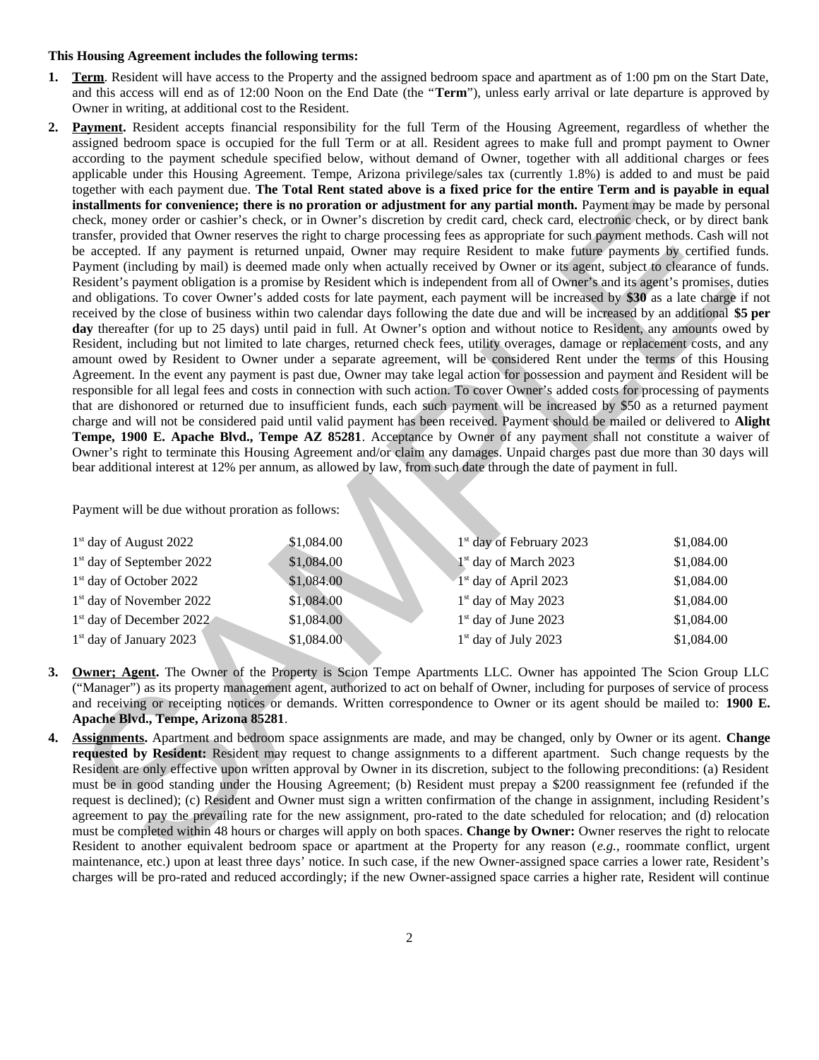**This Housing Agreement includes the following terms:**

1. **Term**. Resident will have access to the Property and the assigned bedroom space and apartment as of 1:00 pm on the Start Date, and this access will end as of 12:00 Noon on the End Date (the "**Term**"), unless early arrival or late departure is approved by Owner in writing, at additional cost to the Resident.

2. **Payment.** Resident accepts financial responsibility for the full Term of the Housing Agreement, regardless of whether the assigned bedroom space is occupied for the full Term or at all. Resident agrees to make full and prompt payment to Owner according to the payment schedule specified below, without demand of Owner, together with all additional charges or fees applicable under this Housing Agreement. Tempe, Arizona privilege/sales tax (currently 1.8%) is added to and must be paid together with each payment due. **The Total Rent stated above is a fixed price for the entire Term and is payable in equal installments for convenience; there is no proration or adjustment for any partial month.** Payment may be made by personal check, money order or cashier's check, or in Owner's discretion by credit card, check card, electronic check, or by direct bank transfer, provided that Owner reserves the right to charge processing fees as appropriate for such payment methods. Cash will not be accepted. If any payment is returned unpaid, Owner may require Resident to make future payments by certified funds. Payment (including by mail) is deemed made only when actually received by Owner or its agent, subject to clearance of funds. Resident's payment obligation is a promise by Resident which is independent from all of Owner's and its agent's promises, duties and obligations. To cover Owner's added costs for late payment, each payment will be increased by **$30** as a late charge if not received by the close of business within two calendar days following the date due and will be increased by an additional **$5 per day** thereafter (for up to 25 days) until paid in full. At Owner's option and without notice to Resident, any amounts owed by Resident, including but not limited to late charges, returned check fees, utility overages, damage or replacement costs, and any amount owed by Resident to Owner under a separate agreement, will be considered Rent under the terms of this Housing Agreement. In the event any payment is past due, Owner may take legal action for possession and payment and Resident will be responsible for all legal fees and costs in connection with such action. To cover Owner's added costs for processing of payments that are dishonored or returned due to insufficient funds, each such payment will be increased by $50 as a returned payment charge and will not be considered paid until valid payment has been received. Payment should be mailed or delivered to **Alight Tempe, 1900 E. Apache Blvd., Tempe AZ 85281**. Acceptance by Owner of any payment shall not constitute a waiver of Owner's right to terminate this Housing Agreement and/or claim any damages. Unpaid charges past due more than 30 days will bear additional interest at 12% per annum, as allowed by law, from such date through the date of payment in full.

   Payment will be due without proration as follows:

   | | | | |
   |---|---|---|---|
   | 1st day of August 2022 | $1,084.00 | 1st day of February 2023 | $1,084.00 |
   | 1st day of September 2022 | $1,084.00 | 1st day of March 2023 | $1,084.00 |
   | 1st day of October 2022 | $1,084.00 | 1st day of April 2023 | $1,084.00 |
   | 1st day of November 2022 | $1,084.00 | 1st day of May 2023 | $1,084.00 |
   | 1st day of December 2022 | $1,084.00 | 1st day of June 2023 | $1,084.00 |
   | 1st day of January 2023 | $1,084.00 | 1st day of July 2023 | $1,084.00 |

3. **Owner; Agent.** The Owner of the Property is Scion Tempe Apartments LLC. Owner has appointed The Scion Group LLC ("Manager") as its property management agent, authorized to act on behalf of Owner, including for purposes of service of process and receiving or receipting notices or demands. Written correspondence to Owner or its agent should be mailed to: **1900 E. Apache Blvd., Tempe, Arizona 85281**.

4. **Assignments.** Apartment and bedroom space assignments are made, and may be changed, only by Owner or its agent. **Change requested by Resident:** Resident may request to change assignments to a different apartment. Such change requests by the Resident are only effective upon written approval by Owner in its discretion, subject to the following preconditions: (a) Resident must be in good standing under the Housing Agreement; (b) Resident must prepay a $200 reassignment fee (refunded if the request is declined); (c) Resident and Owner must sign a written confirmation of the change in assignment, including Resident's agreement to pay the prevailing rate for the new assignment, pro-rated to the date scheduled for relocation; and (d) relocation must be completed within 48 hours or charges will apply on both spaces. **Change by Owner:** Owner reserves the right to relocate Resident to another equivalent bedroom space or apartment at the Property for any reason (*e.g.*, roommate conflict, urgent maintenance, etc.) upon at least three days' notice. In such case, if the new Owner-assigned space carries a lower rate, Resident's charges will be pro-rated and reduced accordingly; if the new Owner-assigned space carries a higher rate, Resident will continue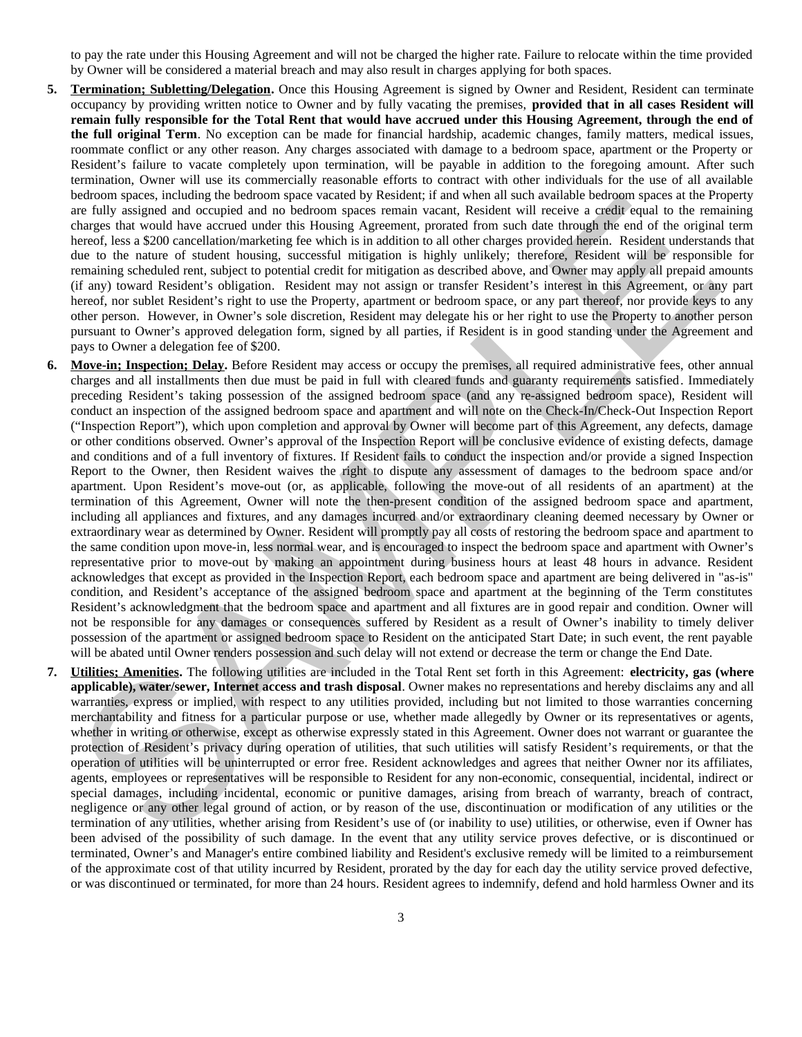to pay the rate under this Housing Agreement and will not be charged the higher rate. Failure to relocate within the time provided by Owner will be considered a material breach and may also result in charges applying for both spaces.

5. **Termination; Subletting/Delegation.** Once this Housing Agreement is signed by Owner and Resident, Resident can terminate occupancy by providing written notice to Owner and by fully vacating the premises, **provided that in all cases Resident will remain fully responsible for the Total Rent that would have accrued under this Housing Agreement, through the end of the full original Term**. No exception can be made for financial hardship, academic changes, family matters, medical issues, roommate conflict or any other reason. Any charges associated with damage to a bedroom space, apartment or the Property or Resident's failure to vacate completely upon termination, will be payable in addition to the foregoing amount. After such termination, Owner will use its commercially reasonable efforts to contract with other individuals for the use of all available bedroom spaces, including the bedroom space vacated by Resident; if and when all such available bedroom spaces at the Property are fully assigned and occupied and no bedroom spaces remain vacant, Resident will receive a credit equal to the remaining charges that would have accrued under this Housing Agreement, prorated from such date through the end of the original term hereof, less a $200 cancellation/marketing fee which is in addition to all other charges provided herein. Resident understands that due to the nature of student housing, successful mitigation is highly unlikely; therefore, Resident will be responsible for remaining scheduled rent, subject to potential credit for mitigation as described above, and Owner may apply all prepaid amounts (if any) toward Resident's obligation. Resident may not assign or transfer Resident's interest in this Agreement, or any part hereof, nor sublet Resident's right to use the Property, apartment or bedroom space, or any part thereof, nor provide keys to any other person. However, in Owner's sole discretion, Resident may delegate his or her right to use the Property to another person pursuant to Owner's approved delegation form, signed by all parties, if Resident is in good standing under the Agreement and pays to Owner a delegation fee of $200.

6. **Move-in; Inspection; Delay.** Before Resident may access or occupy the premises, all required administrative fees, other annual charges and all installments then due must be paid in full with cleared funds and guaranty requirements satisfied. Immediately preceding Resident's taking possession of the assigned bedroom space (and any re-assigned bedroom space), Resident will conduct an inspection of the assigned bedroom space and apartment and will note on the Check-In/Check-Out Inspection Report ("Inspection Report"), which upon completion and approval by Owner will become part of this Agreement, any defects, damage or other conditions observed. Owner's approval of the Inspection Report will be conclusive evidence of existing defects, damage and conditions and of a full inventory of fixtures. If Resident fails to conduct the inspection and/or provide a signed Inspection Report to the Owner, then Resident waives the right to dispute any assessment of damages to the bedroom space and/or apartment. Upon Resident's move-out (or, as applicable, following the move-out of all residents of an apartment) at the termination of this Agreement, Owner will note the then-present condition of the assigned bedroom space and apartment, including all appliances and fixtures, and any damages incurred and/or extraordinary cleaning deemed necessary by Owner or extraordinary wear as determined by Owner. Resident will promptly pay all costs of restoring the bedroom space and apartment to the same condition upon move-in, less normal wear, and is encouraged to inspect the bedroom space and apartment with Owner's representative prior to move-out by making an appointment during business hours at least 48 hours in advance. Resident acknowledges that except as provided in the Inspection Report, each bedroom space and apartment are being delivered in "as-is" condition, and Resident's acceptance of the assigned bedroom space and apartment at the beginning of the Term constitutes Resident's acknowledgment that the bedroom space and apartment and all fixtures are in good repair and condition. Owner will not be responsible for any damages or consequences suffered by Resident as a result of Owner's inability to timely deliver possession of the apartment or assigned bedroom space to Resident on the anticipated Start Date; in such event, the rent payable will be abated until Owner renders possession and such delay will not extend or decrease the term or change the End Date.

7. **Utilities; Amenities.** The following utilities are included in the Total Rent set forth in this Agreement: **electricity, gas (where applicable), water/sewer, Internet access and trash disposal**. Owner makes no representations and hereby disclaims any and all warranties, express or implied, with respect to any utilities provided, including but not limited to those warranties concerning merchantability and fitness for a particular purpose or use, whether made allegedly by Owner or its representatives or agents, whether in writing or otherwise, except as otherwise expressly stated in this Agreement. Owner does not warrant or guarantee the protection of Resident's privacy during operation of utilities, that such utilities will satisfy Resident's requirements, or that the operation of utilities will be uninterrupted or error free. Resident acknowledges and agrees that neither Owner nor its affiliates, agents, employees or representatives will be responsible to Resident for any non-economic, consequential, incidental, indirect or special damages, including incidental, economic or punitive damages, arising from breach of warranty, breach of contract, negligence or any other legal ground of action, or by reason of the use, discontinuation or modification of any utilities or the termination of any utilities, whether arising from Resident's use of (or inability to use) utilities, or otherwise, even if Owner has been advised of the possibility of such damage. In the event that any utility service proves defective, or is discontinued or terminated, Owner's and Manager's entire combined liability and Resident's exclusive remedy will be limited to a reimbursement of the approximate cost of that utility incurred by Resident, prorated by the day for each day the utility service proved defective, or was discontinued or terminated, for more than 24 hours. Resident agrees to indemnify, defend and hold harmless Owner and its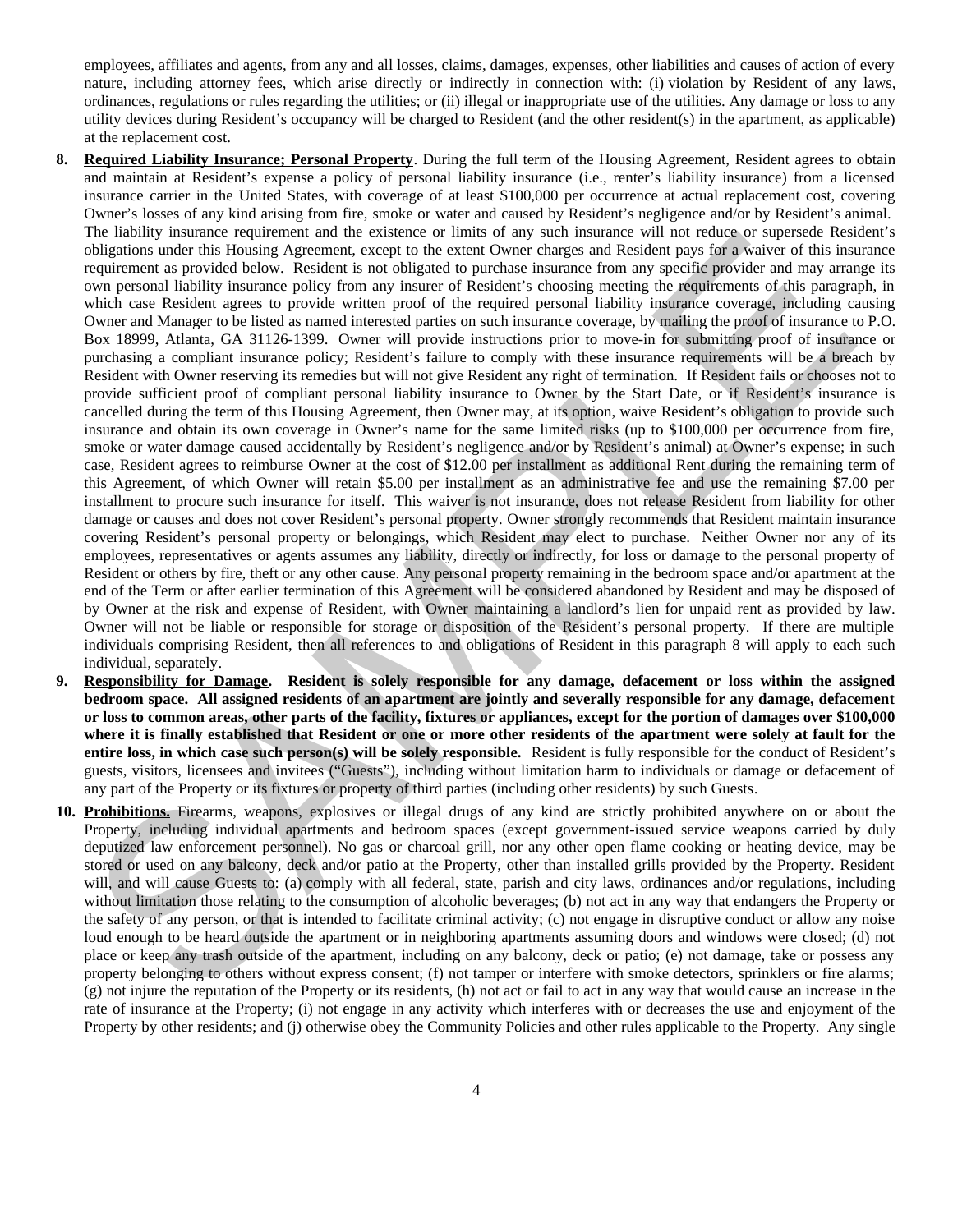employees, affiliates and agents, from any and all losses, claims, damages, expenses, other liabilities and causes of action of every nature, including attorney fees, which arise directly or indirectly in connection with: (i) violation by Resident of any laws, ordinances, regulations or rules regarding the utilities; or (ii) illegal or inappropriate use of the utilities. Any damage or loss to any utility devices during Resident's occupancy will be charged to Resident (and the other resident(s) in the apartment, as applicable) at the replacement cost.

8. **Required Liability Insurance; Personal Property**. During the full term of the Housing Agreement, Resident agrees to obtain and maintain at Resident's expense a policy of personal liability insurance (i.e., renter's liability insurance) from a licensed insurance carrier in the United States, with coverage of at least $100,000 per occurrence at actual replacement cost, covering Owner's losses of any kind arising from fire, smoke or water and caused by Resident's negligence and/or by Resident's animal. The liability insurance requirement and the existence or limits of any such insurance will not reduce or supersede Resident's obligations under this Housing Agreement, except to the extent Owner charges and Resident pays for a waiver of this insurance requirement as provided below. Resident is not obligated to purchase insurance from any specific provider and may arrange its own personal liability insurance policy from any insurer of Resident's choosing meeting the requirements of this paragraph, in which case Resident agrees to provide written proof of the required personal liability insurance coverage, including causing Owner and Manager to be listed as named interested parties on such insurance coverage, by mailing the proof of insurance to P.O. Box 18999, Atlanta, GA 31126-1399. Owner will provide instructions prior to move-in for submitting proof of insurance or purchasing a compliant insurance policy; Resident's failure to comply with these insurance requirements will be a breach by Resident with Owner reserving its remedies but will not give Resident any right of termination. If Resident fails or chooses not to provide sufficient proof of compliant personal liability insurance to Owner by the Start Date, or if Resident's insurance is cancelled during the term of this Housing Agreement, then Owner may, at its option, waive Resident's obligation to provide such insurance and obtain its own coverage in Owner's name for the same limited risks (up to $100,000 per occurrence from fire, smoke or water damage caused accidentally by Resident's negligence and/or by Resident's animal) at Owner's expense; in such case, Resident agrees to reimburse Owner at the cost of $12.00 per installment as additional Rent during the remaining term of this Agreement, of which Owner will retain $5.00 per installment as an administrative fee and use the remaining $7.00 per installment to procure such insurance for itself. <u>This waiver is not insurance, does not release Resident from liability for other damage or causes and does not cover Resident's personal property.</u> Owner strongly recommends that Resident maintain insurance covering Resident's personal property or belongings, which Resident may elect to purchase. Neither Owner nor any of its employees, representatives or agents assumes any liability, directly or indirectly, for loss or damage to the personal property of Resident or others by fire, theft or any other cause. Any personal property remaining in the bedroom space and/or apartment at the end of the Term or after earlier termination of this Agreement will be considered abandoned by Resident and may be disposed of by Owner at the risk and expense of Resident, with Owner maintaining a landlord's lien for unpaid rent as provided by law. Owner will not be liable or responsible for storage or disposition of the Resident's personal property. If there are multiple individuals comprising Resident, then all references to and obligations of Resident in this paragraph 8 will apply to each such individual, separately.

9. **Responsibility for Damage. Resident is solely responsible for any damage, defacement or loss within the assigned bedroom space. All assigned residents of an apartment are jointly and severally responsible for any damage, defacement or loss to common areas, other parts of the facility, fixtures or appliances, except for the portion of damages over $100,000 where it is finally established that Resident or one or more other residents of the apartment were solely at fault for the entire loss, in which case such person(s) will be solely responsible.** Resident is fully responsible for the conduct of Resident's guests, visitors, licensees and invitees ("Guests"), including without limitation harm to individuals or damage or defacement of any part of the Property or its fixtures or property of third parties (including other residents) by such Guests.

10. **Prohibitions.** Firearms, weapons, explosives or illegal drugs of any kind are strictly prohibited anywhere on or about the Property, including individual apartments and bedroom spaces (except government-issued service weapons carried by duly deputized law enforcement personnel). No gas or charcoal grill, nor any other open flame cooking or heating device, may be stored or used on any balcony, deck and/or patio at the Property, other than installed grills provided by the Property. Resident will, and will cause Guests to: (a) comply with all federal, state, parish and city laws, ordinances and/or regulations, including without limitation those relating to the consumption of alcoholic beverages; (b) not act in any way that endangers the Property or the safety of any person, or that is intended to facilitate criminal activity; (c) not engage in disruptive conduct or allow any noise loud enough to be heard outside the apartment or in neighboring apartments assuming doors and windows were closed; (d) not place or keep any trash outside of the apartment, including on any balcony, deck or patio; (e) not damage, take or possess any property belonging to others without express consent; (f) not tamper or interfere with smoke detectors, sprinklers or fire alarms; (g) not injure the reputation of the Property or its residents, (h) not act or fail to act in any way that would cause an increase in the rate of insurance at the Property; (i) not engage in any activity which interferes with or decreases the use and enjoyment of the Property by other residents; and (j) otherwise obey the Community Policies and other rules applicable to the Property. Any single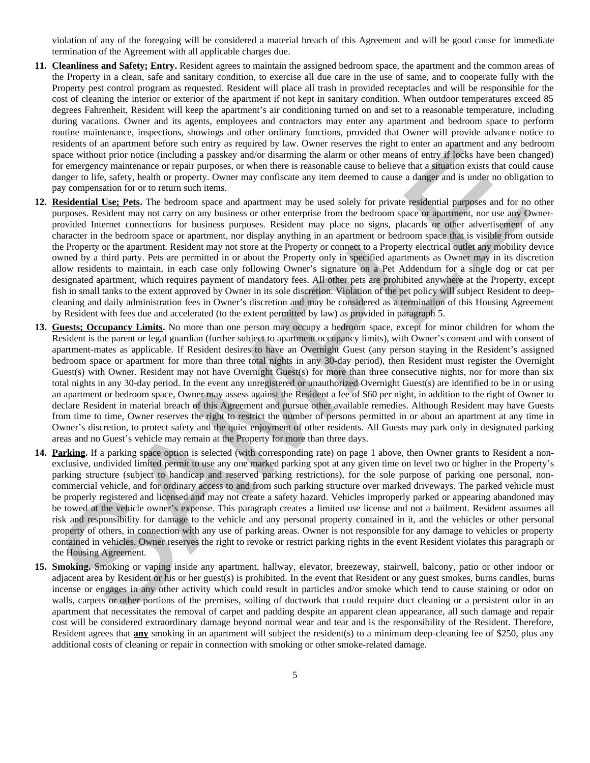violation of any of the foregoing will be considered a material breach of this Agreement and will be good cause for immediate termination of the Agreement with all applicable charges due.

11. **Cleanliness and Safety; Entry.** Resident agrees to maintain the assigned bedroom space, the apartment and the common areas of the Property in a clean, safe and sanitary condition, to exercise all due care in the use of same, and to cooperate fully with the Property pest control program as requested. Resident will place all trash in provided receptacles and will be responsible for the cost of cleaning the interior or exterior of the apartment if not kept in sanitary condition. When outdoor temperatures exceed 85 degrees Fahrenheit, Resident will keep the apartment's air conditioning turned on and set to a reasonable temperature, including during vacations. Owner and its agents, employees and contractors may enter any apartment and bedroom space to perform routine maintenance, inspections, showings and other ordinary functions, provided that Owner will provide advance notice to residents of an apartment before such entry as required by law. Owner reserves the right to enter an apartment and any bedroom space without prior notice (including a passkey and/or disarming the alarm or other means of entry if locks have been changed) for emergency maintenance or repair purposes, or when there is reasonable cause to believe that a situation exists that could cause danger to life, safety, health or property. Owner may confiscate any item deemed to cause a danger and is under no obligation to pay compensation for or to return such items.

12. **Residential Use; Pets.** The bedroom space and apartment may be used solely for private residential purposes and for no other purposes. Resident may not carry on any business or other enterprise from the bedroom space or apartment, nor use any Owner-provided Internet connections for business purposes. Resident may place no signs, placards or other advertisement of any character in the bedroom space or apartment, nor display anything in an apartment or bedroom space that is visible from outside the Property or the apartment. Resident may not store at the Property or connect to a Property electrical outlet any mobility device owned by a third party. Pets are permitted in or about the Property only in specified apartments as Owner may in its discretion allow residents to maintain, in each case only following Owner's signature on a Pet Addendum for a single dog or cat per designated apartment, which requires payment of mandatory fees. All other pets are prohibited anywhere at the Property, except fish in small tanks to the extent approved by Owner in its sole discretion. Violation of the pet policy will subject Resident to deep-cleaning and daily administration fees in Owner's discretion and may be considered as a termination of this Housing Agreement by Resident with fees due and accelerated (to the extent permitted by law) as provided in paragraph 5.

13. **Guests; Occupancy Limits.** No more than one person may occupy a bedroom space, except for minor children for whom the Resident is the parent or legal guardian (further subject to apartment occupancy limits), with Owner's consent and with consent of apartment-mates as applicable. If Resident desires to have an Overnight Guest (any person staying in the Resident's assigned bedroom space or apartment for more than three total nights in any 30-day period), then Resident must register the Overnight Guest(s) with Owner. Resident may not have Overnight Guest(s) for more than three consecutive nights, nor for more than six total nights in any 30-day period. In the event any unregistered or unauthorized Overnight Guest(s) are identified to be in or using an apartment or bedroom space, Owner may assess against the Resident a fee of $60 per night, in addition to the right of Owner to declare Resident in material breach of this Agreement and pursue other available remedies. Although Resident may have Guests from time to time, Owner reserves the right to restrict the number of persons permitted in or about an apartment at any time in Owner's discretion, to protect safety and the quiet enjoyment of other residents. All Guests may park only in designated parking areas and no Guest's vehicle may remain at the Property for more than three days.

14. **Parking.** If a parking space option is selected (with corresponding rate) on page 1 above, then Owner grants to Resident a non-exclusive, undivided limited permit to use any one marked parking spot at any given time on level two or higher in the Property's parking structure (subject to handicap and reserved parking restrictions), for the sole purpose of parking one personal, non-commercial vehicle, and for ordinary access to and from such parking structure over marked driveways. The parked vehicle must be properly registered and licensed and may not create a safety hazard. Vehicles improperly parked or appearing abandoned may be towed at the vehicle owner's expense. This paragraph creates a limited use license and not a bailment. Resident assumes all risk and responsibility for damage to the vehicle and any personal property contained in it, and the vehicles or other personal property of others, in connection with any use of parking areas. Owner is not responsible for any damage to vehicles or property contained in vehicles. Owner reserves the right to revoke or restrict parking rights in the event Resident violates this paragraph or the Housing Agreement.

15. **Smoking.** Smoking or vaping inside any apartment, hallway, elevator, breezeway, stairwell, balcony, patio or other indoor or adjacent area by Resident or his or her guest(s) is prohibited. In the event that Resident or any guest smokes, burns candles, burns incense or engages in any other activity which could result in particles and/or smoke which tend to cause staining or odor on walls, carpets or other portions of the premises, soiling of ductwork that could require duct cleaning or a persistent odor in an apartment that necessitates the removal of carpet and padding despite an apparent clean appearance, all such damage and repair cost will be considered extraordinary damage beyond normal wear and tear and is the responsibility of the Resident. Therefore, Resident agrees that **any** smoking in an apartment will subject the resident(s) to a minimum deep-cleaning fee of $250, plus any additional costs of cleaning or repair in connection with smoking or other smoke-related damage.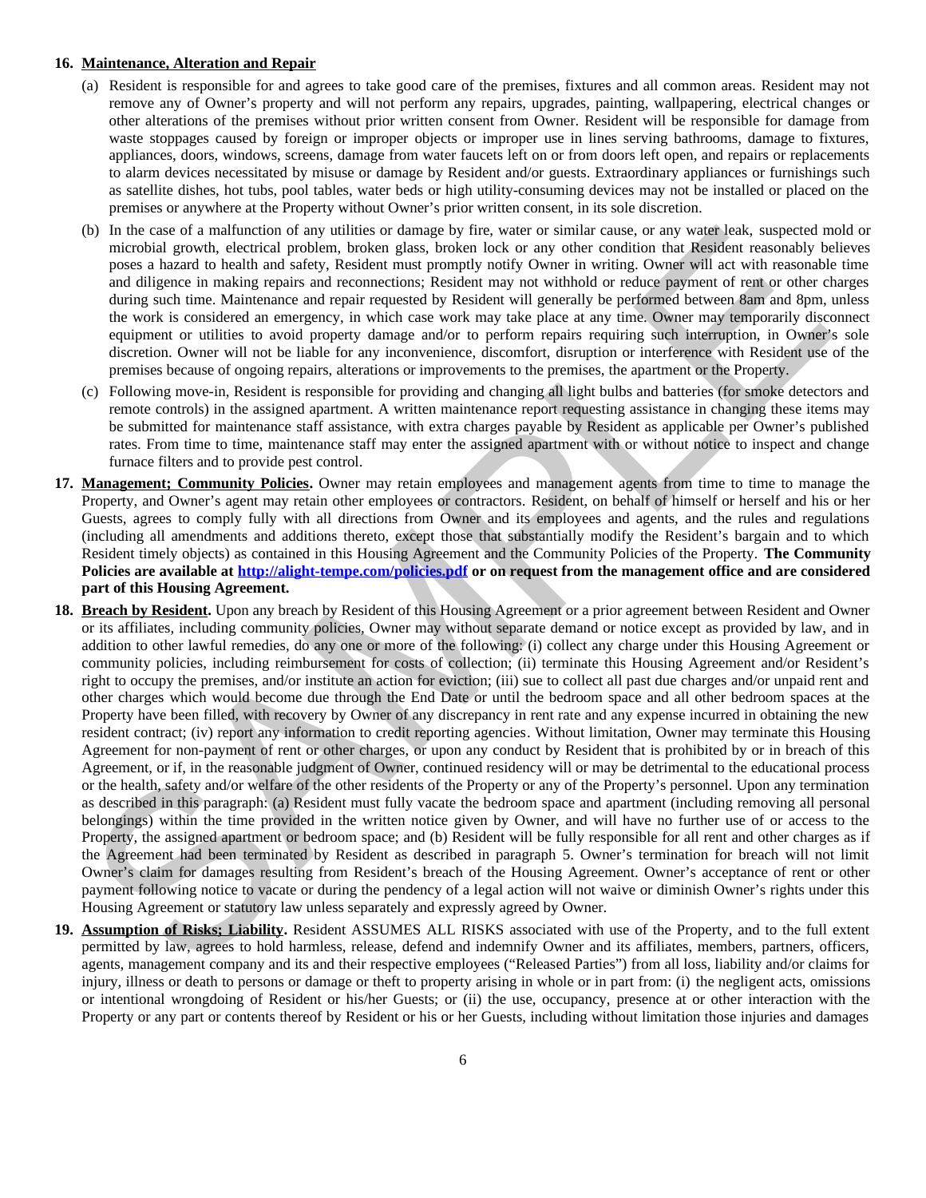**16. <u>Maintenance, Alteration and Repair</u>**

(a) Resident is responsible for and agrees to take good care of the premises, fixtures and all common areas. Resident may not remove any of Owner's property and will not perform any repairs, upgrades, painting, wallpapering, electrical changes or other alterations of the premises without prior written consent from Owner. Resident will be responsible for damage from waste stoppages caused by foreign or improper objects or improper use in lines serving bathrooms, damage to fixtures, appliances, doors, windows, screens, damage from water faucets left on or from doors left open, and repairs or replacements to alarm devices necessitated by misuse or damage by Resident and/or guests. Extraordinary appliances or furnishings such as satellite dishes, hot tubs, pool tables, water beds or high utility-consuming devices may not be installed or placed on the premises or anywhere at the Property without Owner's prior written consent, in its sole discretion.

(b) In the case of a malfunction of any utilities or damage by fire, water or similar cause, or any water leak, suspected mold or microbial growth, electrical problem, broken glass, broken lock or any other condition that Resident reasonably believes poses a hazard to health and safety, Resident must promptly notify Owner in writing. Owner will act with reasonable time and diligence in making repairs and reconnections; Resident may not withhold or reduce payment of rent or other charges during such time. Maintenance and repair requested by Resident will generally be performed between 8am and 8pm, unless the work is considered an emergency, in which case work may take place at any time. Owner may temporarily disconnect equipment or utilities to avoid property damage and/or to perform repairs requiring such interruption, in Owner's sole discretion. Owner will not be liable for any inconvenience, discomfort, disruption or interference with Resident use of the premises because of ongoing repairs, alterations or improvements to the premises, the apartment or the Property.

(c) Following move-in, Resident is responsible for providing and changing all light bulbs and batteries (for smoke detectors and remote controls) in the assigned apartment. A written maintenance report requesting assistance in changing these items may be submitted for maintenance staff assistance, with extra charges payable by Resident as applicable per Owner's published rates. From time to time, maintenance staff may enter the assigned apartment with or without notice to inspect and change furnace filters and to provide pest control.

**17. <u>Management; Community Policies</u>.** Owner may retain employees and management agents from time to time to manage the Property, and Owner's agent may retain other employees or contractors. Resident, on behalf of himself or herself and his or her Guests, agrees to comply fully with all directions from Owner and its employees and agents, and the rules and regulations (including all amendments and additions thereto, except those that substantially modify the Resident's bargain and to which Resident timely objects) as contained in this Housing Agreement and the Community Policies of the Property. **The Community Policies are available at [http://alight-tempe.com/policies.pdf](http://alight-tempe.com/policies.pdf) or on request from the management office and are considered part of this Housing Agreement.**

**18. <u>Breach by Resident</u>.** Upon any breach by Resident of this Housing Agreement or a prior agreement between Resident and Owner or its affiliates, including community policies, Owner may without separate demand or notice except as provided by law, and in addition to other lawful remedies, do any one or more of the following: (i) collect any charge under this Housing Agreement or community policies, including reimbursement for costs of collection; (ii) terminate this Housing Agreement and/or Resident's right to occupy the premises, and/or institute an action for eviction; (iii) sue to collect all past due charges and/or unpaid rent and other charges which would become due through the End Date or until the bedroom space and all other bedroom spaces at the Property have been filled, with recovery by Owner of any discrepancy in rent rate and any expense incurred in obtaining the new resident contract; (iv) report any information to credit reporting agencies. Without limitation, Owner may terminate this Housing Agreement for non-payment of rent or other charges, or upon any conduct by Resident that is prohibited by or in breach of this Agreement, or if, in the reasonable judgment of Owner, continued residency will or may be detrimental to the educational process or the health, safety and/or welfare of the other residents of the Property or any of the Property's personnel. Upon any termination as described in this paragraph: (a) Resident must fully vacate the bedroom space and apartment (including removing all personal belongings) within the time provided in the written notice given by Owner, and will have no further use of or access to the Property, the assigned apartment or bedroom space; and (b) Resident will be fully responsible for all rent and other charges as if the Agreement had been terminated by Resident as described in paragraph 5. Owner's termination for breach will not limit Owner's claim for damages resulting from Resident's breach of the Housing Agreement. Owner's acceptance of rent or other payment following notice to vacate or during the pendency of a legal action will not waive or diminish Owner's rights under this Housing Agreement or statutory law unless separately and expressly agreed by Owner.

**19. <u>Assumption of Risks; Liability</u>.** Resident ASSUMES ALL RISKS associated with use of the Property, and to the full extent permitted by law, agrees to hold harmless, release, defend and indemnify Owner and its affiliates, members, partners, officers, agents, management company and its and their respective employees ("Released Parties") from all loss, liability and/or claims for injury, illness or death to persons or damage or theft to property arising in whole or in part from: (i) the negligent acts, omissions or intentional wrongdoing of Resident or his/her Guests; or (ii) the use, occupancy, presence at or other interaction with the Property or any part or contents thereof by Resident or his or her Guests, including without limitation those injuries and damages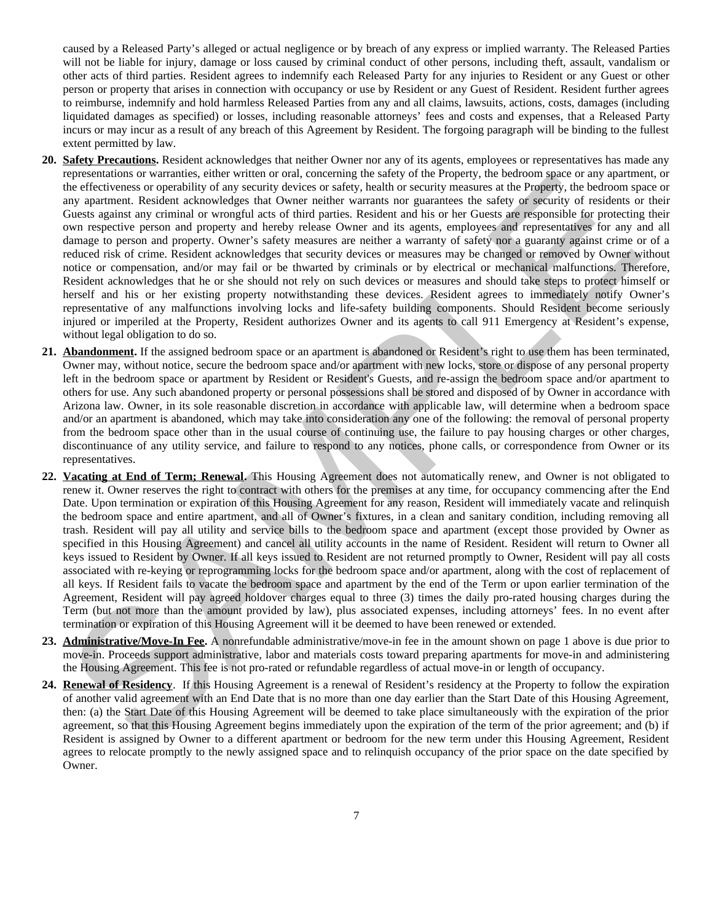caused by a Released Party's alleged or actual negligence or by breach of any express or implied warranty. The Released Parties will not be liable for injury, damage or loss caused by criminal conduct of other persons, including theft, assault, vandalism or other acts of third parties. Resident agrees to indemnify each Released Party for any injuries to Resident or any Guest or other person or property that arises in connection with occupancy or use by Resident or any Guest of Resident. Resident further agrees to reimburse, indemnify and hold harmless Released Parties from any and all claims, lawsuits, actions, costs, damages (including liquidated damages as specified) or losses, including reasonable attorneys' fees and costs and expenses, that a Released Party incurs or may incur as a result of any breach of this Agreement by Resident. The forgoing paragraph will be binding to the fullest extent permitted by law.

20. **Safety Precautions.** Resident acknowledges that neither Owner nor any of its agents, employees or representatives has made any representations or warranties, either written or oral, concerning the safety of the Property, the bedroom space or any apartment, or the effectiveness or operability of any security devices or safety, health or security measures at the Property, the bedroom space or any apartment. Resident acknowledges that Owner neither warrants nor guarantees the safety or security of residents or their Guests against any criminal or wrongful acts of third parties. Resident and his or her Guests are responsible for protecting their own respective person and property and hereby release Owner and its agents, employees and representatives for any and all damage to person and property. Owner's safety measures are neither a warranty of safety nor a guaranty against crime or of a reduced risk of crime. Resident acknowledges that security devices or measures may be changed or removed by Owner without notice or compensation, and/or may fail or be thwarted by criminals or by electrical or mechanical malfunctions. Therefore, Resident acknowledges that he or she should not rely on such devices or measures and should take steps to protect himself or herself and his or her existing property notwithstanding these devices. Resident agrees to immediately notify Owner's representative of any malfunctions involving locks and life-safety building components. Should Resident become seriously injured or imperiled at the Property, Resident authorizes Owner and its agents to call 911 Emergency at Resident's expense, without legal obligation to do so.

21. **Abandonment.** If the assigned bedroom space or an apartment is abandoned or Resident's right to use them has been terminated, Owner may, without notice, secure the bedroom space and/or apartment with new locks, store or dispose of any personal property left in the bedroom space or apartment by Resident or Resident's Guests, and re-assign the bedroom space and/or apartment to others for use. Any such abandoned property or personal possessions shall be stored and disposed of by Owner in accordance with Arizona law. Owner, in its sole reasonable discretion in accordance with applicable law, will determine when a bedroom space and/or an apartment is abandoned, which may take into consideration any one of the following: the removal of personal property from the bedroom space other than in the usual course of continuing use, the failure to pay housing charges or other charges, discontinuance of any utility service, and failure to respond to any notices, phone calls, or correspondence from Owner or its representatives.

22. **Vacating at End of Term; Renewal.** This Housing Agreement does not automatically renew, and Owner is not obligated to renew it. Owner reserves the right to contract with others for the premises at any time, for occupancy commencing after the End Date. Upon termination or expiration of this Housing Agreement for any reason, Resident will immediately vacate and relinquish the bedroom space and entire apartment, and all of Owner's fixtures, in a clean and sanitary condition, including removing all trash. Resident will pay all utility and service bills to the bedroom space and apartment (except those provided by Owner as specified in this Housing Agreement) and cancel all utility accounts in the name of Resident. Resident will return to Owner all keys issued to Resident by Owner. If all keys issued to Resident are not returned promptly to Owner, Resident will pay all costs associated with re-keying or reprogramming locks for the bedroom space and/or apartment, along with the cost of replacement of all keys. If Resident fails to vacate the bedroom space and apartment by the end of the Term or upon earlier termination of the Agreement, Resident will pay agreed holdover charges equal to three (3) times the daily pro-rated housing charges during the Term (but not more than the amount provided by law), plus associated expenses, including attorneys' fees. In no event after termination or expiration of this Housing Agreement will it be deemed to have been renewed or extended.

23. **Administrative/Move-In Fee.** A nonrefundable administrative/move-in fee in the amount shown on page 1 above is due prior to move-in. Proceeds support administrative, labor and materials costs toward preparing apartments for move-in and administering the Housing Agreement. This fee is not pro-rated or refundable regardless of actual move-in or length of occupancy.

24. **Renewal of Residency**. If this Housing Agreement is a renewal of Resident's residency at the Property to follow the expiration of another valid agreement with an End Date that is no more than one day earlier than the Start Date of this Housing Agreement, then: (a) the Start Date of this Housing Agreement will be deemed to take place simultaneously with the expiration of the prior agreement, so that this Housing Agreement begins immediately upon the expiration of the term of the prior agreement; and (b) if Resident is assigned by Owner to a different apartment or bedroom for the new term under this Housing Agreement, Resident agrees to relocate promptly to the newly assigned space and to relinquish occupancy of the prior space on the date specified by Owner.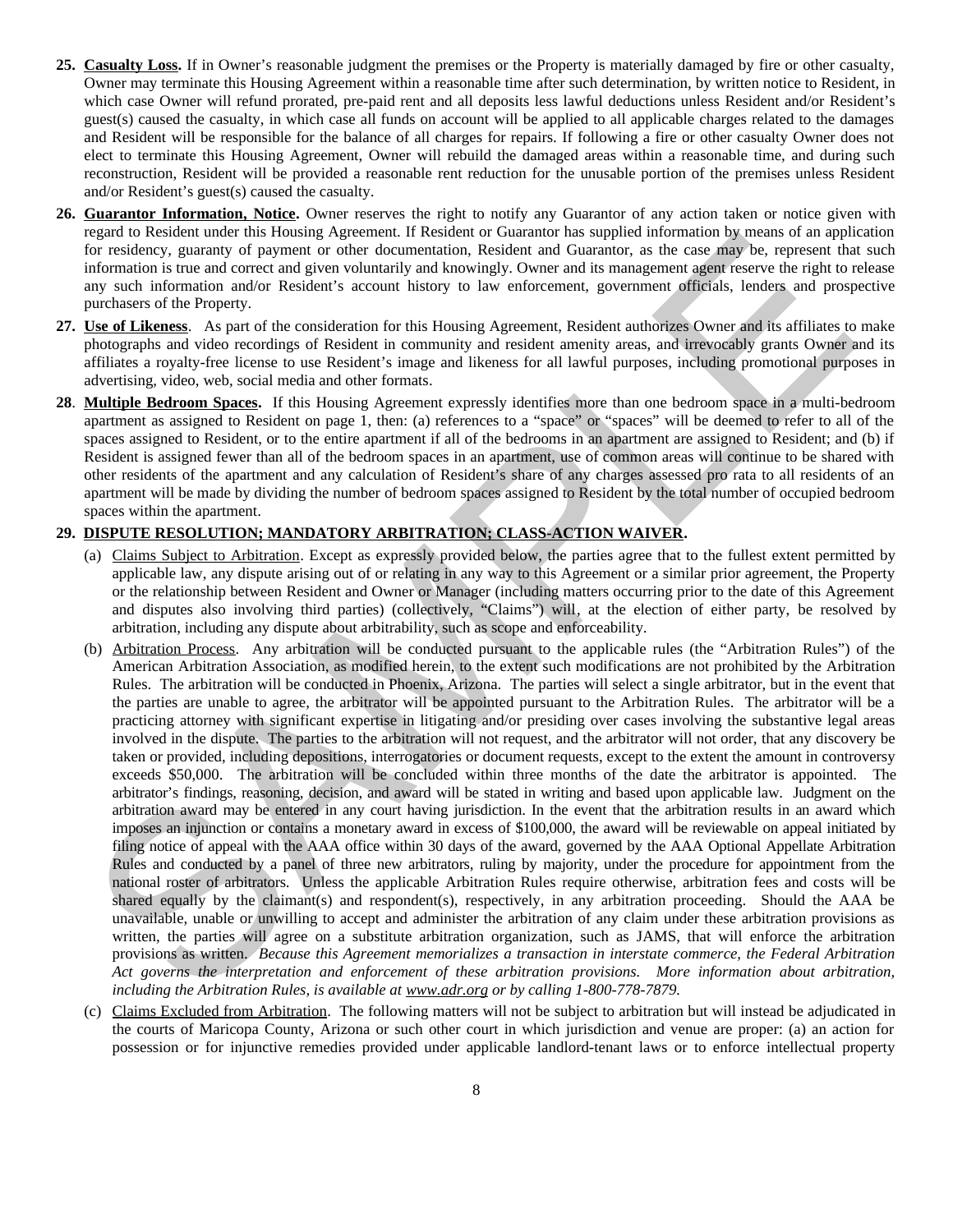**25. Casualty Loss.** If in Owner's reasonable judgment the premises or the Property is materially damaged by fire or other casualty, Owner may terminate this Housing Agreement within a reasonable time after such determination, by written notice to Resident, in which case Owner will refund prorated, pre-paid rent and all deposits less lawful deductions unless Resident and/or Resident's guest(s) caused the casualty, in which case all funds on account will be applied to all applicable charges related to the damages and Resident will be responsible for the balance of all charges for repairs. If following a fire or other casualty Owner does not elect to terminate this Housing Agreement, Owner will rebuild the damaged areas within a reasonable time, and during such reconstruction, Resident will be provided a reasonable rent reduction for the unusable portion of the premises unless Resident and/or Resident's guest(s) caused the casualty.

**26. Guarantor Information, Notice.** Owner reserves the right to notify any Guarantor of any action taken or notice given with regard to Resident under this Housing Agreement. If Resident or Guarantor has supplied information by means of an application for residency, guaranty of payment or other documentation, Resident and Guarantor, as the case may be, represent that such information is true and correct and given voluntarily and knowingly. Owner and its management agent reserve the right to release any such information and/or Resident's account history to law enforcement, government officials, lenders and prospective purchasers of the Property.

**27. Use of Likeness**. As part of the consideration for this Housing Agreement, Resident authorizes Owner and its affiliates to make photographs and video recordings of Resident in community and resident amenity areas, and irrevocably grants Owner and its affiliates a royalty-free license to use Resident's image and likeness for all lawful purposes, including promotional purposes in advertising, video, web, social media and other formats.

**28**. **Multiple Bedroom Spaces.** If this Housing Agreement expressly identifies more than one bedroom space in a multi-bedroom apartment as assigned to Resident on page 1, then: (a) references to a "space" or "spaces" will be deemed to refer to all of the spaces assigned to Resident, or to the entire apartment if all of the bedrooms in an apartment are assigned to Resident; and (b) if Resident is assigned fewer than all of the bedroom spaces in an apartment, use of common areas will continue to be shared with other residents of the apartment and any calculation of Resident's share of any charges assessed pro rata to all residents of an apartment will be made by dividing the number of bedroom spaces assigned to Resident by the total number of occupied bedroom spaces within the apartment.

**29. DISPUTE RESOLUTION; MANDATORY ARBITRATION; CLASS-ACTION WAIVER.**

(a) Claims Subject to Arbitration. Except as expressly provided below, the parties agree that to the fullest extent permitted by applicable law, any dispute arising out of or relating in any way to this Agreement or a similar prior agreement, the Property or the relationship between Resident and Owner or Manager (including matters occurring prior to the date of this Agreement and disputes also involving third parties) (collectively, "Claims") will, at the election of either party, be resolved by arbitration, including any dispute about arbitrability, such as scope and enforceability.

(b) Arbitration Process. Any arbitration will be conducted pursuant to the applicable rules (the "Arbitration Rules") of the American Arbitration Association, as modified herein, to the extent such modifications are not prohibited by the Arbitration Rules. The arbitration will be conducted in Phoenix, Arizona. The parties will select a single arbitrator, but in the event that the parties are unable to agree, the arbitrator will be appointed pursuant to the Arbitration Rules. The arbitrator will be a practicing attorney with significant expertise in litigating and/or presiding over cases involving the substantive legal areas involved in the dispute. The parties to the arbitration will not request, and the arbitrator will not order, that any discovery be taken or provided, including depositions, interrogatories or document requests, except to the extent the amount in controversy exceeds $50,000. The arbitration will be concluded within three months of the date the arbitrator is appointed. The arbitrator's findings, reasoning, decision, and award will be stated in writing and based upon applicable law. Judgment on the arbitration award may be entered in any court having jurisdiction. In the event that the arbitration results in an award which imposes an injunction or contains a monetary award in excess of $100,000, the award will be reviewable on appeal initiated by filing notice of appeal with the AAA office within 30 days of the award, governed by the AAA Optional Appellate Arbitration Rules and conducted by a panel of three new arbitrators, ruling by majority, under the procedure for appointment from the national roster of arbitrators. Unless the applicable Arbitration Rules require otherwise, arbitration fees and costs will be shared equally by the claimant(s) and respondent(s), respectively, in any arbitration proceeding. Should the AAA be unavailable, unable or unwilling to accept and administer the arbitration of any claim under these arbitration provisions as written, the parties will agree on a substitute arbitration organization, such as JAMS, that will enforce the arbitration provisions as written. *Because this Agreement memorializes a transaction in interstate commerce, the Federal Arbitration Act governs the interpretation and enforcement of these arbitration provisions. More information about arbitration, including the Arbitration Rules, is available at www.adr.org or by calling 1-800-778-7879.*

(c) Claims Excluded from Arbitration. The following matters will not be subject to arbitration but will instead be adjudicated in the courts of Maricopa County, Arizona or such other court in which jurisdiction and venue are proper: (a) an action for possession or for injunctive remedies provided under applicable landlord-tenant laws or to enforce intellectual property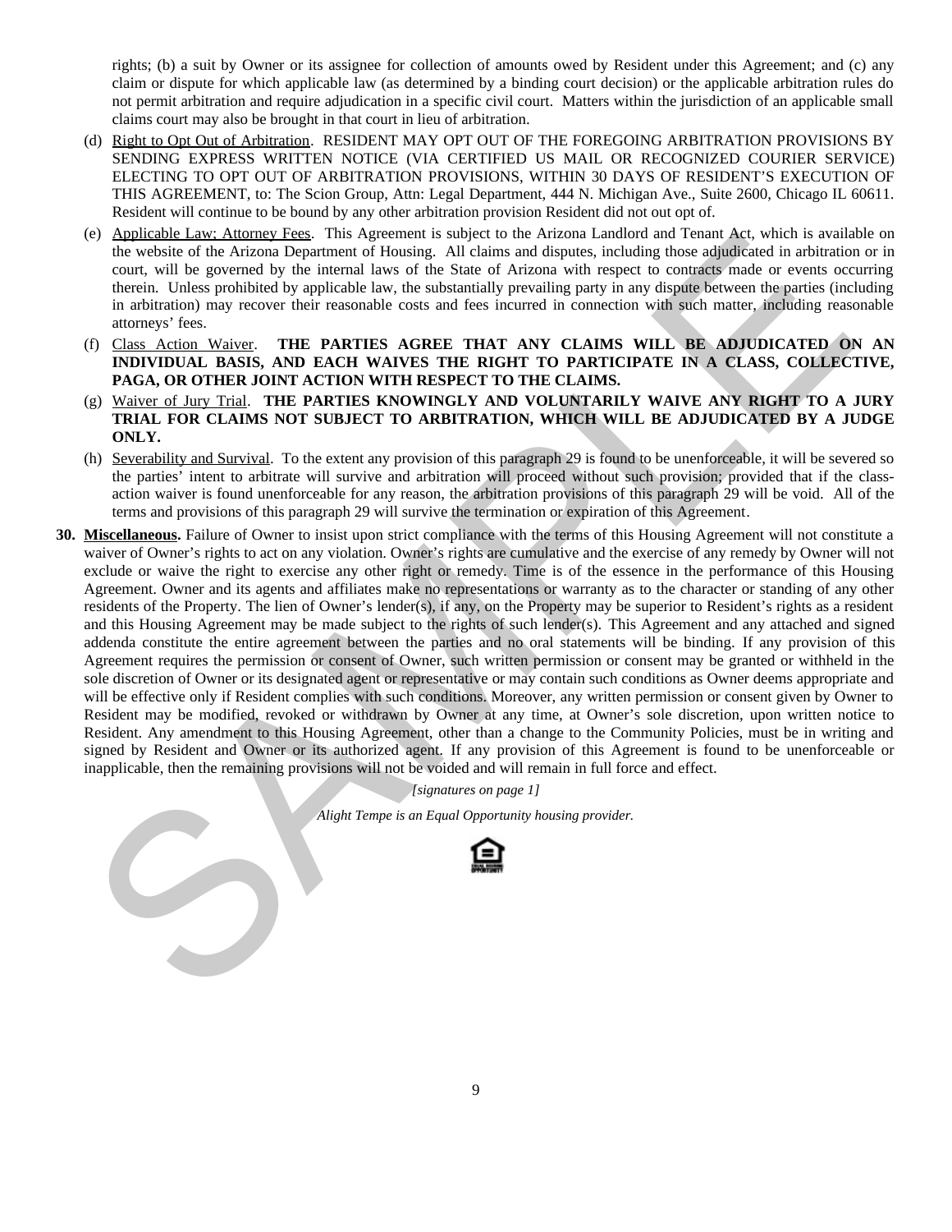rights; (b) a suit by Owner or its assignee for collection of amounts owed by Resident under this Agreement; and (c) any claim or dispute for which applicable law (as determined by a binding court decision) or the applicable arbitration rules do not permit arbitration and require adjudication in a specific civil court. Matters within the jurisdiction of an applicable small claims court may also be brought in that court in lieu of arbitration.

(d) Right to Opt Out of Arbitration. RESIDENT MAY OPT OUT OF THE FOREGOING ARBITRATION PROVISIONS BY SENDING EXPRESS WRITTEN NOTICE (VIA CERTIFIED US MAIL OR RECOGNIZED COURIER SERVICE) ELECTING TO OPT OUT OF ARBITRATION PROVISIONS, WITHIN 30 DAYS OF RESIDENT'S EXECUTION OF THIS AGREEMENT, to: The Scion Group, Attn: Legal Department, 444 N. Michigan Ave., Suite 2600, Chicago IL 60611. Resident will continue to be bound by any other arbitration provision Resident did not opt out of.

(e) Applicable Law; Attorney Fees. This Agreement is subject to the Arizona Landlord and Tenant Act, which is available on the website of the Arizona Department of Housing. All claims and disputes, including those adjudicated in arbitration or in court, will be governed by the internal laws of the State of Arizona with respect to contracts made or events occurring therein. Unless prohibited by applicable law, the substantially prevailing party in any dispute between the parties (including in arbitration) may recover their reasonable costs and fees incurred in connection with such matter, including reasonable attorneys' fees.

(f) Class Action Waiver. **THE PARTIES AGREE THAT ANY CLAIMS WILL BE ADJUDICATED ON AN INDIVIDUAL BASIS, AND EACH WAIVES THE RIGHT TO PARTICIPATE IN A CLASS, COLLECTIVE, PAGA, OR OTHER JOINT ACTION WITH RESPECT TO THE CLAIMS.**

(g) Waiver of Jury Trial. **THE PARTIES KNOWINGLY AND VOLUNTARILY WAIVE ANY RIGHT TO A JURY TRIAL FOR CLAIMS NOT SUBJECT TO ARBITRATION, WHICH WILL BE ADJUDICATED BY A JUDGE ONLY.**

(h) Severability and Survival. To the extent any provision of this paragraph 29 is found to be unenforceable, it will be severed so the parties' intent to arbitrate will survive and arbitration will proceed without such provision; provided that if the class-action waiver is found unenforceable for any reason, the arbitration provisions of this paragraph 29 will be void. All of the terms and provisions of this paragraph 29 will survive the termination or expiration of this Agreement.

**30. Miscellaneous.** Failure of Owner to insist upon strict compliance with the terms of this Housing Agreement will not constitute a waiver of Owner's rights to act on any violation. Owner's rights are cumulative and the exercise of any remedy by Owner will not exclude or waive the right to exercise any other right or remedy. Time is of the essence in the performance of this Housing Agreement. Owner and its agents and affiliates make no representations or warranty as to the character or standing of any other residents of the Property. The lien of Owner's lender(s), if any, on the Property may be superior to Resident's rights as a resident and this Housing Agreement may be made subject to the rights of such lender(s). This Agreement and any attached and signed addenda constitute the entire agreement between the parties and no oral statements will be binding. If any provision of this Agreement requires the permission or consent of Owner, such written permission or consent may be granted or withheld in the sole discretion of Owner or its designated agent or representative or may contain such conditions as Owner deems appropriate and will be effective only if Resident complies with such conditions. Moreover, any written permission or consent given by Owner to Resident may be modified, revoked or withdrawn by Owner at any time, at Owner's sole discretion, upon written notice to Resident. Any amendment to this Housing Agreement, other than a change to the Community Policies, must be in writing and signed by Resident and Owner or its authorized agent. If any provision of this Agreement is found to be unenforceable or inapplicable, then the remaining provisions will not be voided and will remain in full force and effect.

*[signatures on page 1]*

*Alight Tempe is an Equal Opportunity housing provider.*

SAMPLE